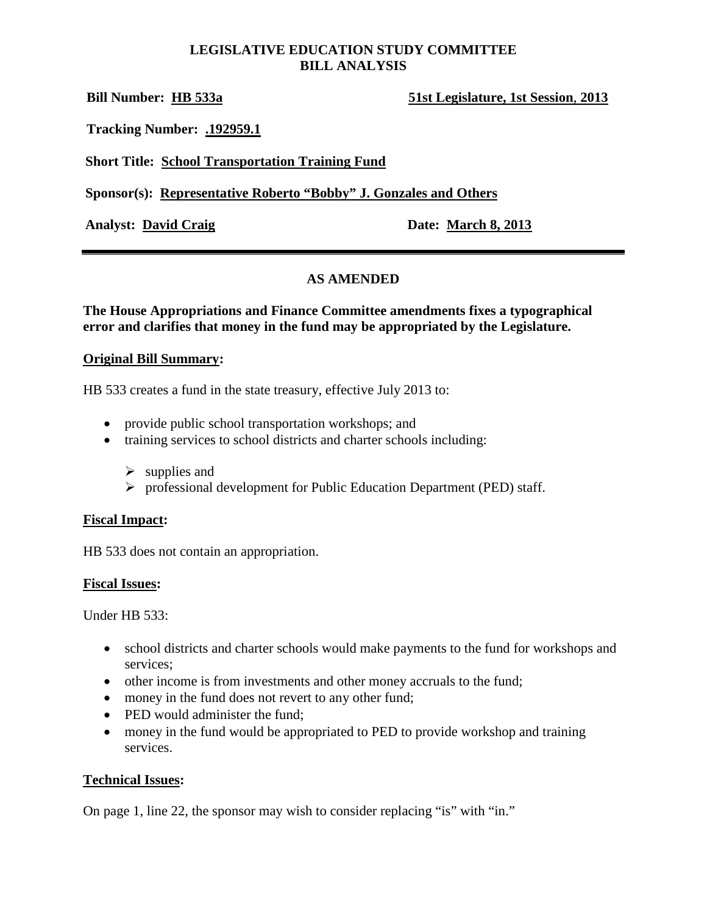**LEGISLATIVE EDUCATION STUDY COMMITTEE**
**BILL ANALYSIS**

**Bill Number: HB 533a** **51st Legislature, 1st Session, 2013**

**Tracking Number: .192959.1**

**Short Title: School Transportation Training Fund**

**Sponsor(s): Representative Roberto "Bobby" J. Gonzales and Others**

**Analyst: David Craig** **Date: March 8, 2013**

---

## AS AMENDED

**The House Appropriations and Finance Committee amendments fixes a typographical error and clarifies that money in the fund may be appropriated by the Legislature.**

### Original Bill Summary:

HB 533 creates a fund in the state treasury, effective July 2013 to:

- provide public school transportation workshops; and
- training services to school districts and charter schools including:
  - supplies and
  - professional development for Public Education Department (PED) staff.

### Fiscal Impact:

HB 533 does not contain an appropriation.

### Fiscal Issues:

Under HB 533:

- school districts and charter schools would make payments to the fund for workshops and services;
- other income is from investments and other money accruals to the fund;
- money in the fund does not revert to any other fund;
- PED would administer the fund;
- money in the fund would be appropriated to PED to provide workshop and training services.

### Technical Issues:

On page 1, line 22, the sponsor may wish to consider replacing "is" with "in."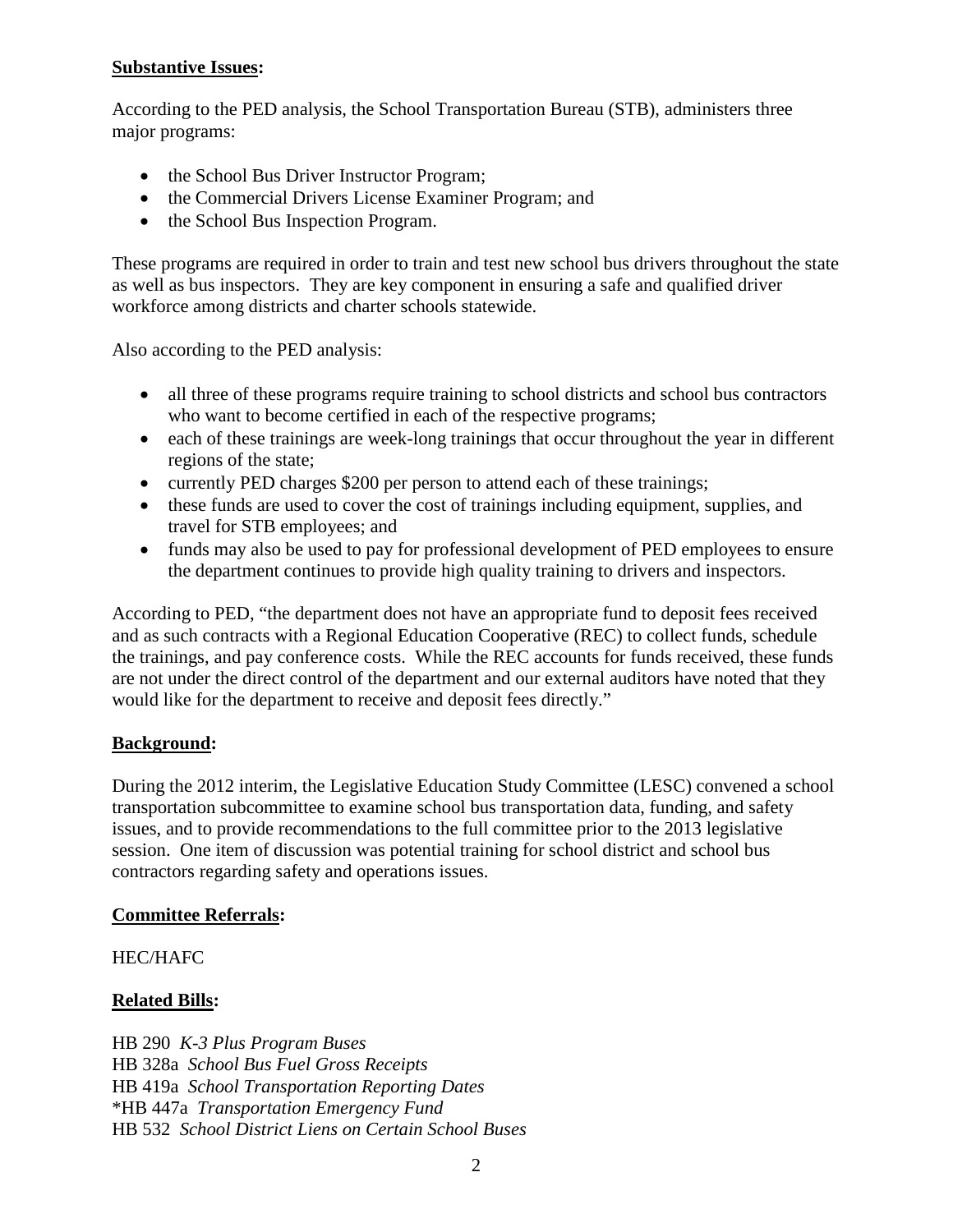**Substantive Issues:**

According to the PED analysis, the School Transportation Bureau (STB), administers three major programs:

- the School Bus Driver Instructor Program;
- the Commercial Drivers License Examiner Program; and
- the School Bus Inspection Program.

These programs are required in order to train and test new school bus drivers throughout the state as well as bus inspectors. They are key component in ensuring a safe and qualified driver workforce among districts and charter schools statewide.

Also according to the PED analysis:

- all three of these programs require training to school districts and school bus contractors who want to become certified in each of the respective programs;
- each of these trainings are week-long trainings that occur throughout the year in different regions of the state;
- currently PED charges $200 per person to attend each of these trainings;
- these funds are used to cover the cost of trainings including equipment, supplies, and travel for STB employees; and
- funds may also be used to pay for professional development of PED employees to ensure the department continues to provide high quality training to drivers and inspectors.

According to PED, "the department does not have an appropriate fund to deposit fees received and as such contracts with a Regional Education Cooperative (REC) to collect funds, schedule the trainings, and pay conference costs. While the REC accounts for funds received, these funds are not under the direct control of the department and our external auditors have noted that they would like for the department to receive and deposit fees directly."

**Background:**

During the 2012 interim, the Legislative Education Study Committee (LESC) convened a school transportation subcommittee to examine school bus transportation data, funding, and safety issues, and to provide recommendations to the full committee prior to the 2013 legislative session. One item of discussion was potential training for school district and school bus contractors regarding safety and operations issues.

**Committee Referrals:**

HEC/HAFC

**Related Bills:**

HB 290 *K-3 Plus Program Buses*
HB 328a *School Bus Fuel Gross Receipts*
HB 419a *School Transportation Reporting Dates*
*HB 447a *Transportation Emergency Fund*
HB 532 *School District Liens on Certain School Buses*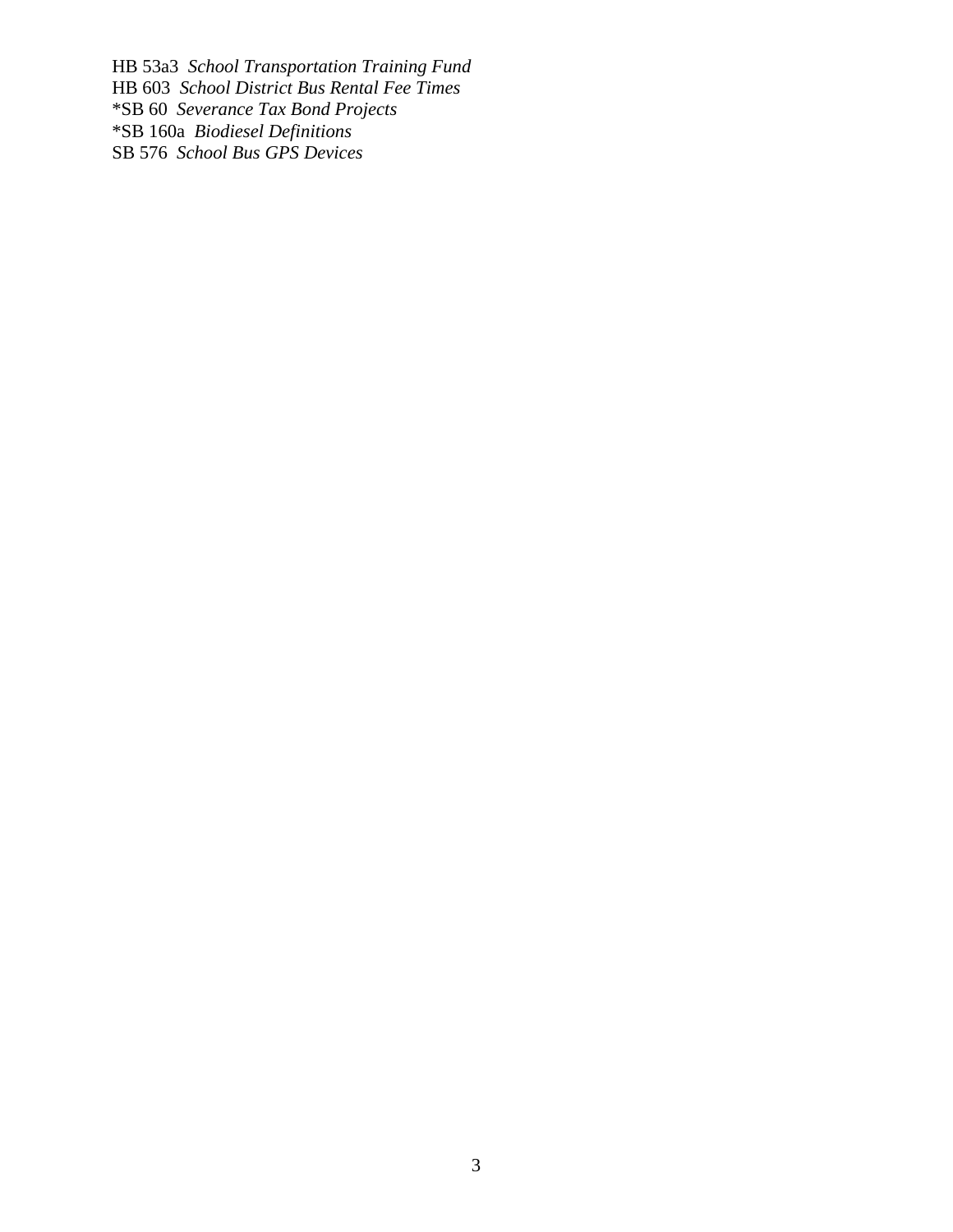HB 53a3  *School Transportation Training Fund*
HB 603  *School District Bus Rental Fee Times*
*SB 60  *Severance Tax Bond Projects*
*SB 160a  *Biodiesel Definitions*
SB 576  *School Bus GPS Devices*